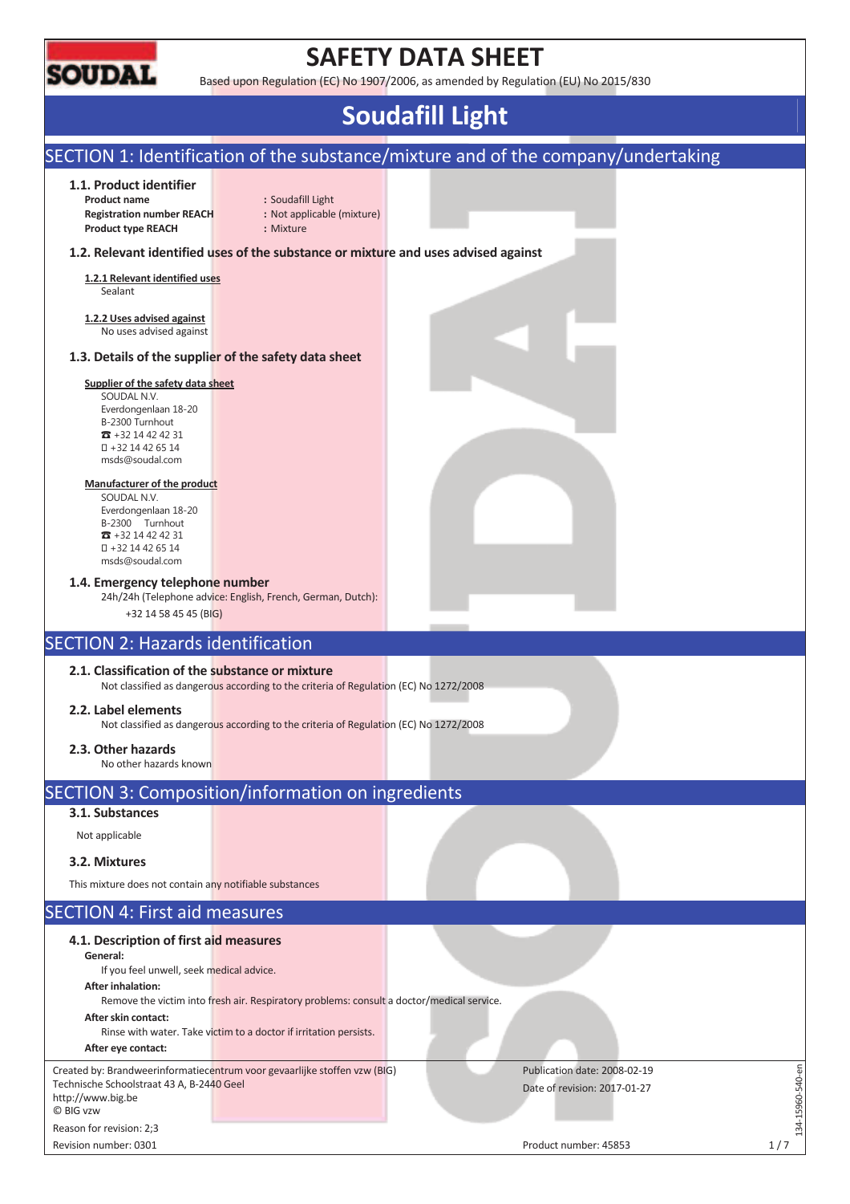# SAFETY DATA SHEET

Based upon Regulation (EC) No 1907/2006, as amended by Regulation (EU) No 2015/830

# Soudafill Light

## SECTION 1: Identification of the substance/mixture and of the company/undertaking

### 1.1. Product identifier

**Product name** : Soudafill Light
**Registration number REACH** : Not applicable (mixture)
**Product type REACH** : Mixture

### 1.2. Relevant identified uses of the substance or mixture and uses advised against

**1.2.1 Relevant identified uses**

Sealant

**1.2.2 Uses advised against**

No uses advised against

### 1.3. Details of the supplier of the safety data sheet

**Supplier of the safety data sheet**

SOUDAL N.V.
Everdongenlaan 18-20
B-2300 Turnhout
☎ +32 14 42 42 31
 +32 14 42 65 14
msds@soudal.com

**Manufacturer of the product**

SOUDAL N.V.
Everdongenlaan 18-20
B-2300 Turnhout
☎ +32 14 42 42 31
 +32 14 42 65 14
msds@soudal.com

### 1.4. Emergency telephone number

24h/24h (Telephone advice: English, French, German, Dutch):

+32 14 58 45 45 (BIG)

## SECTION 2: Hazards identification

### 2.1. Classification of the substance or mixture

Not classified as dangerous according to the criteria of Regulation (EC) No 1272/2008

### 2.2. Label elements

Not classified as dangerous according to the criteria of Regulation (EC) No 1272/2008

### 2.3. Other hazards

No other hazards known

## SECTION 3: Composition/information on ingredients

### 3.1. Substances

Not applicable

### 3.2. Mixtures

This mixture does not contain any notifiable substances

## SECTION 4: First aid measures

### 4.1. Description of first aid measures

**General:**

If you feel unwell, seek medical advice.

**After inhalation:**

Remove the victim into fresh air. Respiratory problems: consult a doctor/medical service.

**After skin contact:**

Rinse with water. Take victim to a doctor if irritation persists.

**After eye contact:**

Created by: Brandweerinformatiecentrum voor gevaarlijke stoffen vzw (BIG)
Technische Schoolstraat 43 A, B-2440 Geel
http://www.big.be
© BIG vzw
Reason for revision: 2;3
Revision number: 0301

Publication date: 2008-02-19
Date of revision: 2017-01-27
Product number: 45853

134-15960-540-en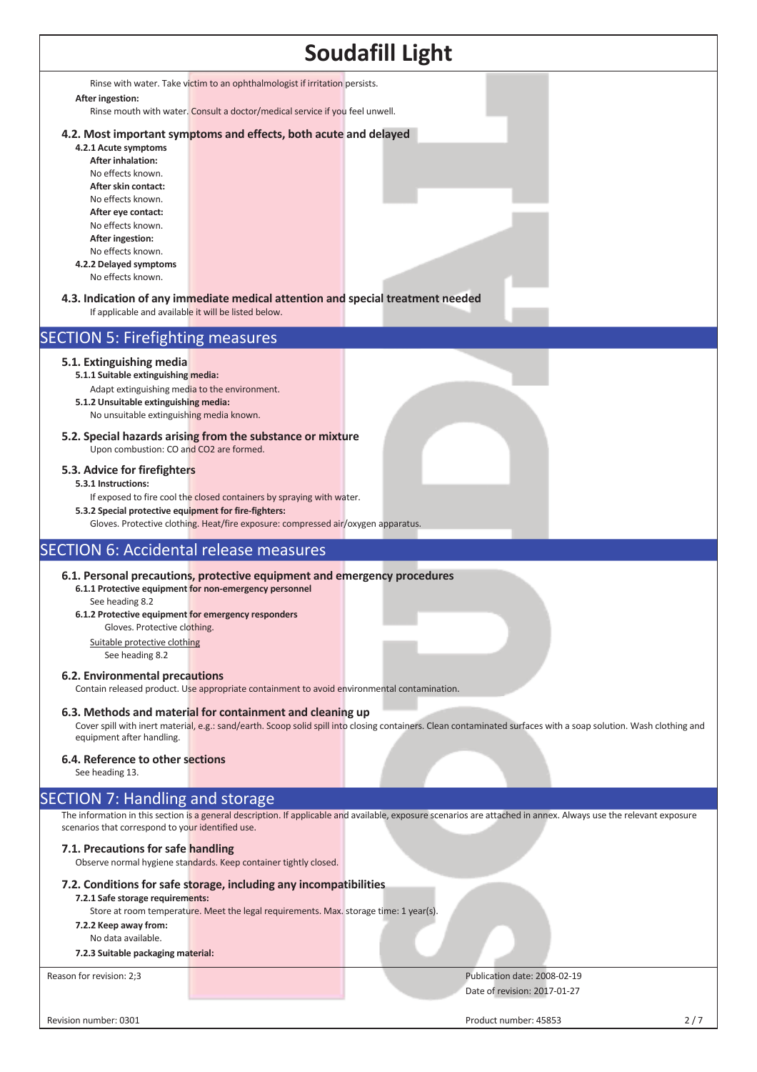Rinse with water. Take victim to an ophthalmologist if irritation persists.

**After ingestion:**

Rinse mouth with water. Consult a doctor/medical service if you feel unwell.

### 4.2. Most important symptoms and effects, both acute and delayed

**4.2.1 Acute symptoms**

**After inhalation:**

No effects known.

**After skin contact:**

No effects known.

**After eye contact:**

No effects known.

**After ingestion:**

No effects known.

**4.2.2 Delayed symptoms**

No effects known.

### 4.3. Indication of any immediate medical attention and special treatment needed

If applicable and available it will be listed below.

## SECTION 5: Firefighting measures

### 5.1. Extinguishing media

**5.1.1 Suitable extinguishing media:**

Adapt extinguishing media to the environment.

**5.1.2 Unsuitable extinguishing media:**

No unsuitable extinguishing media known.

### 5.2. Special hazards arising from the substance or mixture

Upon combustion: CO and $CO_2$ are formed.

### 5.3. Advice for firefighters

**5.3.1 Instructions:**

If exposed to fire cool the closed containers by spraying with water.

**5.3.2 Special protective equipment for fire-fighters:**

Gloves. Protective clothing. Heat/fire exposure: compressed air/oxygen apparatus.

## SECTION 6: Accidental release measures

### 6.1. Personal precautions, protective equipment and emergency procedures

**6.1.1 Protective equipment for non-emergency personnel**

See heading 8.2

**6.1.2 Protective equipment for emergency responders**

Gloves. Protective clothing.

Suitable protective clothing

See heading 8.2

### 6.2. Environmental precautions

Contain released product. Use appropriate containment to avoid environmental contamination.

### 6.3. Methods and material for containment and cleaning up

Cover spill with inert material, e.g.: sand/earth. Scoop solid spill into closing containers. Clean contaminated surfaces with a soap solution. Wash clothing and equipment after handling.

### 6.4. Reference to other sections

See heading 13.

## SECTION 7: Handling and storage

The information in this section is a general description. If applicable and available, exposure scenarios are attached in annex. Always use the relevant exposure scenarios that correspond to your identified use.

### 7.1. Precautions for safe handling

Observe normal hygiene standards. Keep container tightly closed.

### 7.2. Conditions for safe storage, including any incompatibilities

**7.2.1 Safe storage requirements:**

Store at room temperature. Meet the legal requirements. Max. storage time: 1 year(s).

**7.2.2 Keep away from:**

No data available.

**7.2.3 Suitable packaging material:**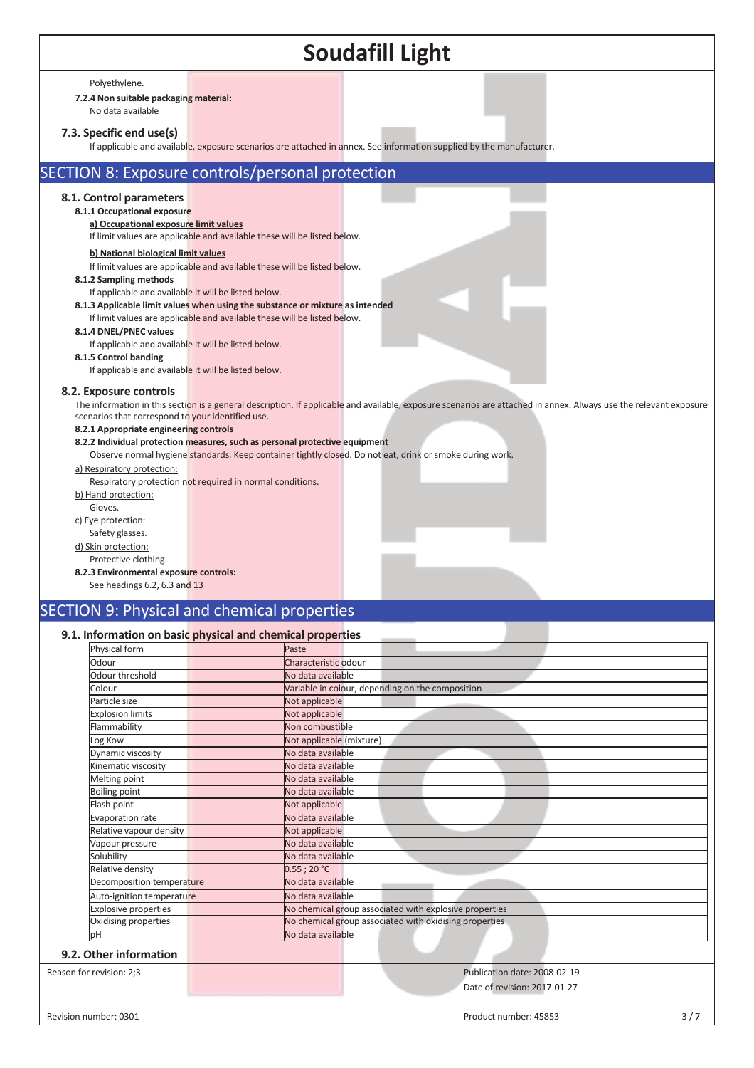Polyethylene.

**7.2.4 Non suitable packaging material:**

No data available

### 7.3. Specific end use(s)

If applicable and available, exposure scenarios are attached in annex. See information supplied by the manufacturer.

## SECTION 8: Exposure controls/personal protection

### 8.1. Control parameters

**8.1.1 Occupational exposure**

**a) Occupational exposure limit values**

If limit values are applicable and available these will be listed below.

**b) National biological limit values**

If limit values are applicable and available these will be listed below.

**8.1.2 Sampling methods**

If applicable and available it will be listed below.

**8.1.3 Applicable limit values when using the substance or mixture as intended**

If limit values are applicable and available these will be listed below.

**8.1.4 DNEL/PNEC values**

If applicable and available it will be listed below.

**8.1.5 Control banding**

If applicable and available it will be listed below.

### 8.2. Exposure controls

The information in this section is a general description. If applicable and available, exposure scenarios are attached in annex. Always use the relevant exposure scenarios that correspond to your identified use.

**8.2.1 Appropriate engineering controls**

**8.2.2 Individual protection measures, such as personal protective equipment**

Observe normal hygiene standards. Keep container tightly closed. Do not eat, drink or smoke during work.

a) Respiratory protection:

Respiratory protection not required in normal conditions.

b) Hand protection:

Gloves.

c) Eye protection:

Safety glasses.

d) Skin protection:

Protective clothing.

**8.2.3 Environmental exposure controls:**

See headings 6.2, 6.3 and 13

## SECTION 9: Physical and chemical properties

### 9.1. Information on basic physical and chemical properties

| Property | Value |
|---|---|
| Physical form | Paste |
| Odour | Characteristic odour |
| Odour threshold | No data available |
| Colour | Variable in colour, depending on the composition |
| Particle size | Not applicable |
| Explosion limits | Not applicable |
| Flammability | Non combustible |
| Log Kow | Not applicable (mixture) |
| Dynamic viscosity | No data available |
| Kinematic viscosity | No data available |
| Melting point | No data available |
| Boiling point | No data available |
| Flash point | Not applicable |
| Evaporation rate | No data available |
| Relative vapour density | Not applicable |
| Vapour pressure | No data available |
| Solubility | No data available |
| Relative density | 0.55 ; 20 °C |
| Decomposition temperature | No data available |
| Auto-ignition temperature | No data available |
| Explosive properties | No chemical group associated with explosive properties |
| Oxidising properties | No chemical group associated with oxidising properties |
| pH | No data available |

### 9.2. Other information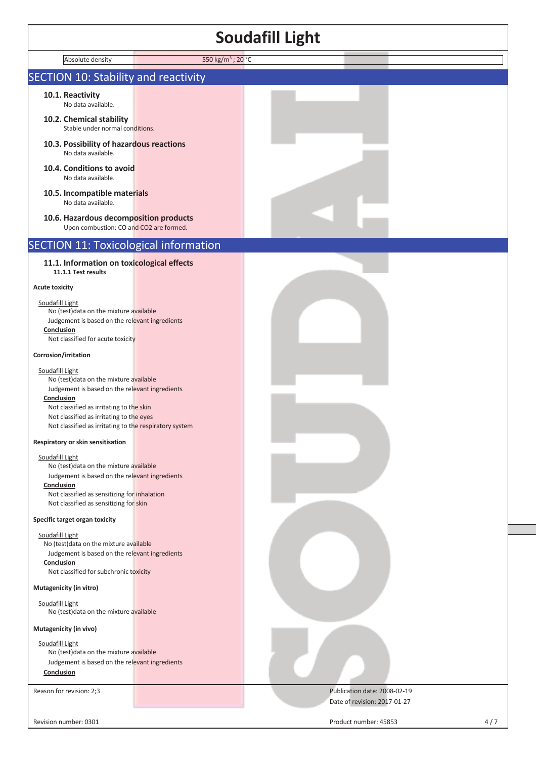| Absolute density | 550 kg/m³ ; 20 °C |
|---|---|

## SECTION 10: Stability and reactivity

### 10.1. Reactivity

No data available.

### 10.2. Chemical stability

Stable under normal conditions.

### 10.3. Possibility of hazardous reactions

No data available.

### 10.4. Conditions to avoid

No data available.

### 10.5. Incompatible materials

No data available.

### 10.6. Hazardous decomposition products

Upon combustion: CO and $CO_2$ are formed.

## SECTION 11: Toxicological information

### 11.1. Information on toxicological effects

**11.1.1 Test results**

**Acute toxicity**

Soudafill Light

No (test)data on the mixture available

Judgement is based on the relevant ingredients

**Conclusion**

Not classified for acute toxicity

**Corrosion/irritation**

Soudafill Light

No (test)data on the mixture available

Judgement is based on the relevant ingredients

**Conclusion**

Not classified as irritating to the skin

Not classified as irritating to the eyes

Not classified as irritating to the respiratory system

**Respiratory or skin sensitisation**

Soudafill Light

No (test)data on the mixture available

Judgement is based on the relevant ingredients

**Conclusion**

Not classified as sensitizing for inhalation

Not classified as sensitizing for skin

**Specific target organ toxicity**

Soudafill Light

No (test)data on the mixture available

Judgement is based on the relevant ingredients

**Conclusion**

Not classified for subchronic toxicity

**Mutagenicity (in vitro)**

Soudafill Light

No (test)data on the mixture available

**Mutagenicity (in vivo)**

Soudafill Light

No (test)data on the mixture available

Judgement is based on the relevant ingredients

**Conclusion**

Reason for revision: 2;3

Publication date: 2008-02-19

Date of revision: 2017-01-27

Revision number: 0301

Product number: 45853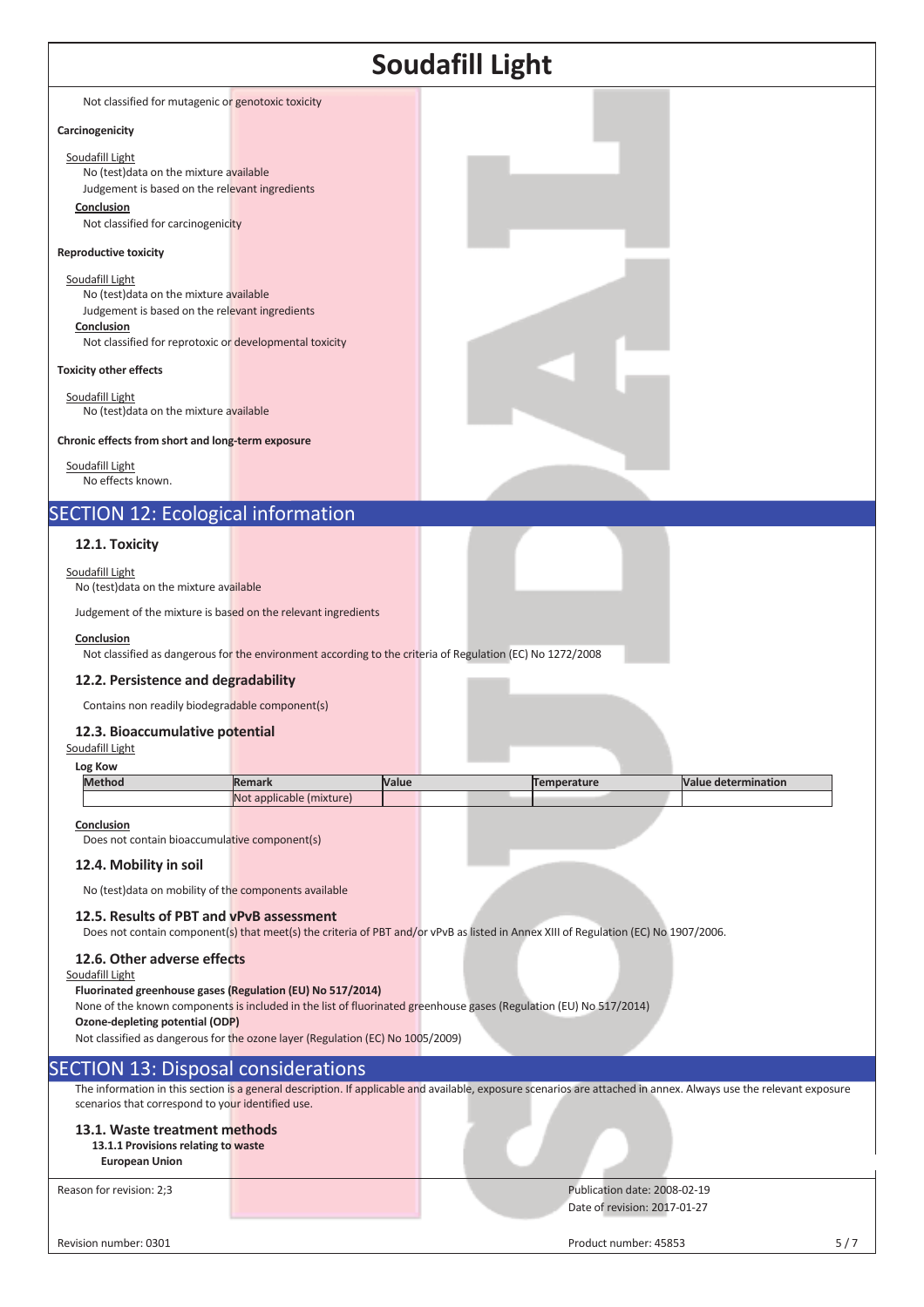Not classified for mutagenic or genotoxic toxicity

**Carcinogenicity**

Soudafill Light

No (test)data on the mixture available

Judgement is based on the relevant ingredients

**Conclusion**

Not classified for carcinogenicity

**Reproductive toxicity**

Soudafill Light

No (test)data on the mixture available

Judgement is based on the relevant ingredients

**Conclusion**

Not classified for reprotoxic or developmental toxicity

**Toxicity other effects**

Soudafill Light

No (test)data on the mixture available

**Chronic effects from short and long-term exposure**

Soudafill Light

No effects known.

## SECTION 12: Ecological information

### 12.1. Toxicity

Soudafill Light

No (test)data on the mixture available

Judgement of the mixture is based on the relevant ingredients

**Conclusion**

Not classified as dangerous for the environment according to the criteria of Regulation (EC) No 1272/2008

### 12.2. Persistence and degradability

Contains non readily biodegradable component(s)

### 12.3. Bioaccumulative potential

Soudafill Light

**Log Kow**

| Method | Remark | Value | Temperature | Value determination |
|---|---|---|---|---|
| | Not applicable (mixture) | | | |

**Conclusion**

Does not contain bioaccumulative component(s)

### 12.4. Mobility in soil

No (test)data on mobility of the components available

### 12.5. Results of PBT and vPvB assessment

Does not contain component(s) that meet(s) the criteria of PBT and/or vPvB as listed in Annex XIII of Regulation (EC) No 1907/2006.

### 12.6. Other adverse effects

Soudafill Light

**Fluorinated greenhouse gases (Regulation (EU) No 517/2014)**

None of the known components is included in the list of fluorinated greenhouse gases (Regulation (EU) No 517/2014)

**Ozone-depleting potential (ODP)**

Not classified as dangerous for the ozone layer (Regulation (EC) No 1005/2009)

## SECTION 13: Disposal considerations

The information in this section is a general description. If applicable and available, exposure scenarios are attached in annex. Always use the relevant exposure scenarios that correspond to your identified use.

### 13.1. Waste treatment methods

**13.1.1 Provisions relating to waste**

**European Union**

Reason for revision: 2;3

Publication date: 2008-02-19

Date of revision: 2017-01-27

Revision number: 0301

Product number: 45853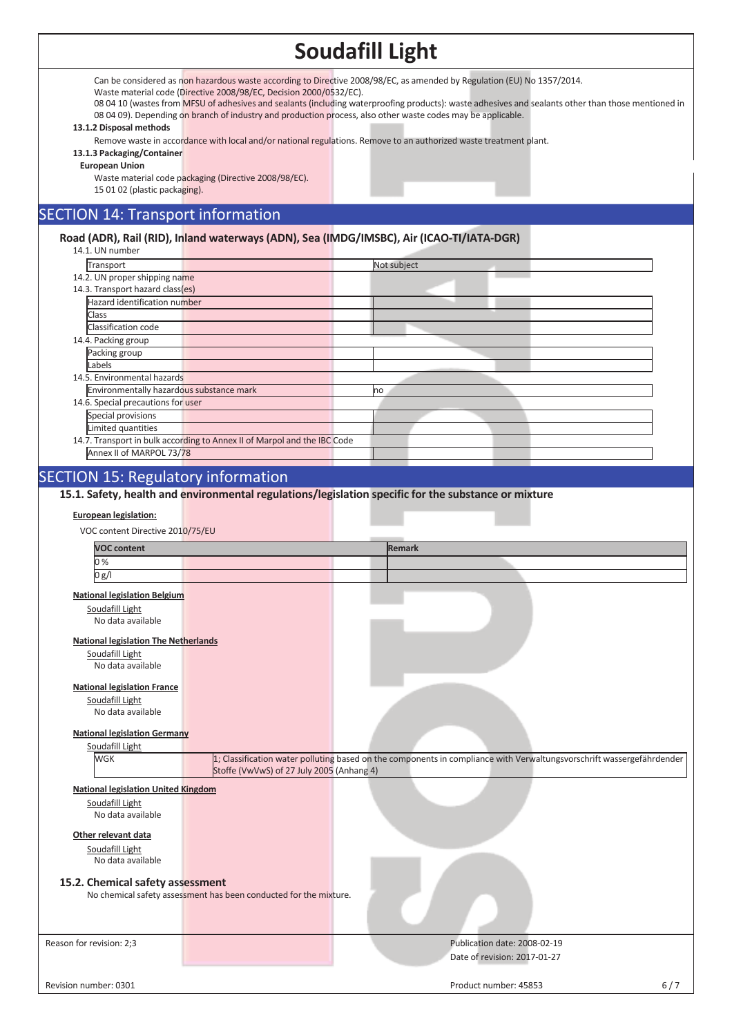Can be considered as non hazardous waste according to Directive 2008/98/EC, as amended by Regulation (EU) No 1357/2014.
Waste material code (Directive 2008/98/EC, Decision 2000/0532/EC).
08 04 10 (wastes from MFSU of adhesives and sealants (including waterproofing products): waste adhesives and sealants other than those mentioned in 08 04 09). Depending on branch of industry and production process, also other waste codes may be applicable.

**13.1.2 Disposal methods**

Remove waste in accordance with local and/or national regulations. Remove to an authorized waste treatment plant.

**13.1.3 Packaging/Container**

**European Union**

Waste material code packaging (Directive 2008/98/EC).
15 01 02 (plastic packaging).

## SECTION 14: Transport information

### Road (ADR), Rail (RID), Inland waterways (ADN), Sea (IMDG/IMSBC), Air (ICAO-TI/IATA-DGR)

14.1. UN number

| Transport | Not subject |
|---|---|

14.2. UN proper shipping name

14.3. Transport hazard class(es)

| Hazard identification number | |
|---|---|
| Class | |
| Classification code | |

14.4. Packing group

| Packing group | |
|---|---|
| Labels | |

14.5. Environmental hazards

| Environmentally hazardous substance mark | no |
|---|---|

14.6. Special precautions for user

| Special provisions | |
|---|---|
| Limited quantities | |

14.7. Transport in bulk according to Annex II of Marpol and the IBC Code

| Annex II of MARPOL 73/78 | |
|---|---|

## SECTION 15: Regulatory information

### 15.1. Safety, health and environmental regulations/legislation specific for the substance or mixture

**European legislation:**

VOC content Directive 2010/75/EU

| VOC content | Remark |
|---|---|
| 0 % | |
| 0 g/l | |

**National legislation Belgium**

Soudafill Light
No data available

**National legislation The Netherlands**

Soudafill Light
No data available

**National legislation France**

Soudafill Light
No data available

**National legislation Germany**

Soudafill Light

| WGK | 1; Classification water polluting based on the components in compliance with Verwaltungsvorschrift wassergefährdender Stoffe (VwVwS) of 27 July 2005 (Anhang 4) |
|---|---|

**National legislation United Kingdom**

Soudafill Light
No data available

**Other relevant data**

Soudafill Light
No data available

### 15.2. Chemical safety assessment

No chemical safety assessment has been conducted for the mixture.

Reason for revision: 2;3

Publication date: 2008-02-19
Date of revision: 2017-01-27

Revision number: 0301

Product number: 45853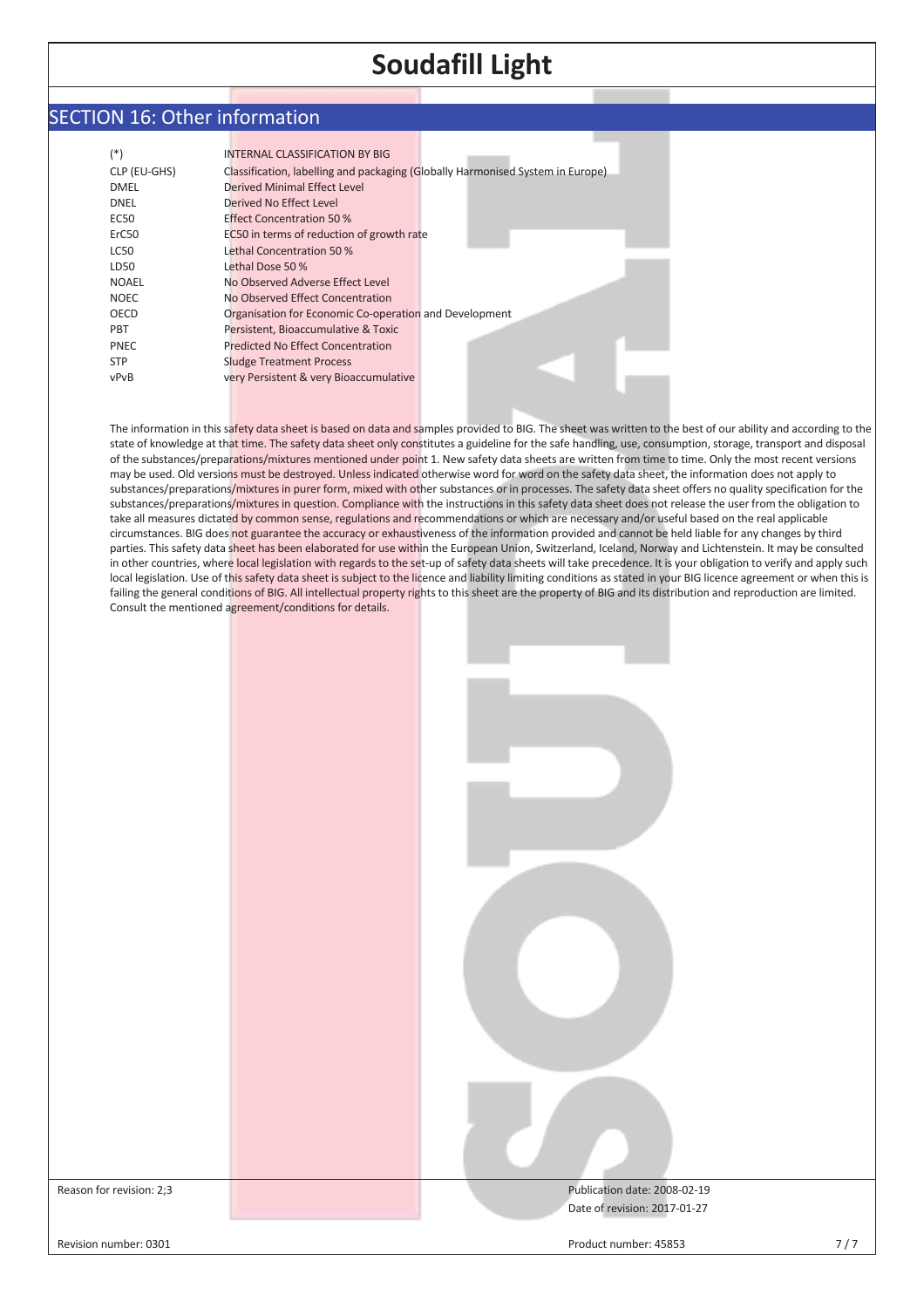## SECTION 16: Other information

| | |
|---|---|
| (*) | INTERNAL CLASSIFICATION BY BIG |
| CLP (EU-GHS) | Classification, labelling and packaging (Globally Harmonised System in Europe) |
| DMEL | Derived Minimal Effect Level |
| DNEL | Derived No Effect Level |
| EC50 | Effect Concentration 50 % |
| ErC50 | EC50 in terms of reduction of growth rate |
| LC50 | Lethal Concentration 50 % |
| LD50 | Lethal Dose 50 % |
| NOAEL | No Observed Adverse Effect Level |
| NOEC | No Observed Effect Concentration |
| OECD | Organisation for Economic Co-operation and Development |
| PBT | Persistent, Bioaccumulative & Toxic |
| PNEC | Predicted No Effect Concentration |
| STP | Sludge Treatment Process |
| vPvB | very Persistent & very Bioaccumulative |

The information in this safety data sheet is based on data and samples provided to BIG. The sheet was written to the best of our ability and according to the state of knowledge at that time. The safety data sheet only constitutes a guideline for the safe handling, use, consumption, storage, transport and disposal of the substances/preparations/mixtures mentioned under point 1. New safety data sheets are written from time to time. Only the most recent versions may be used. Old versions must be destroyed. Unless indicated otherwise word for word on the safety data sheet, the information does not apply to substances/preparations/mixtures in purer form, mixed with other substances or in processes. The safety data sheet offers no quality specification for the substances/preparations/mixtures in question. Compliance with the instructions in this safety data sheet does not release the user from the obligation to take all measures dictated by common sense, regulations and recommendations or which are necessary and/or useful based on the real applicable circumstances. BIG does not guarantee the accuracy or exhaustiveness of the information provided and cannot be held liable for any changes by third parties. This safety data sheet has been elaborated for use within the European Union, Switzerland, Iceland, Norway and Lichtenstein. It may be consulted in other countries, where local legislation with regards to the set-up of safety data sheets will take precedence. It is your obligation to verify and apply such local legislation. Use of this safety data sheet is subject to the licence and liability limiting conditions as stated in your BIG licence agreement or when this is failing the general conditions of BIG. All intellectual property rights to this sheet are the property of BIG and its distribution and reproduction are limited. Consult the mentioned agreement/conditions for details.